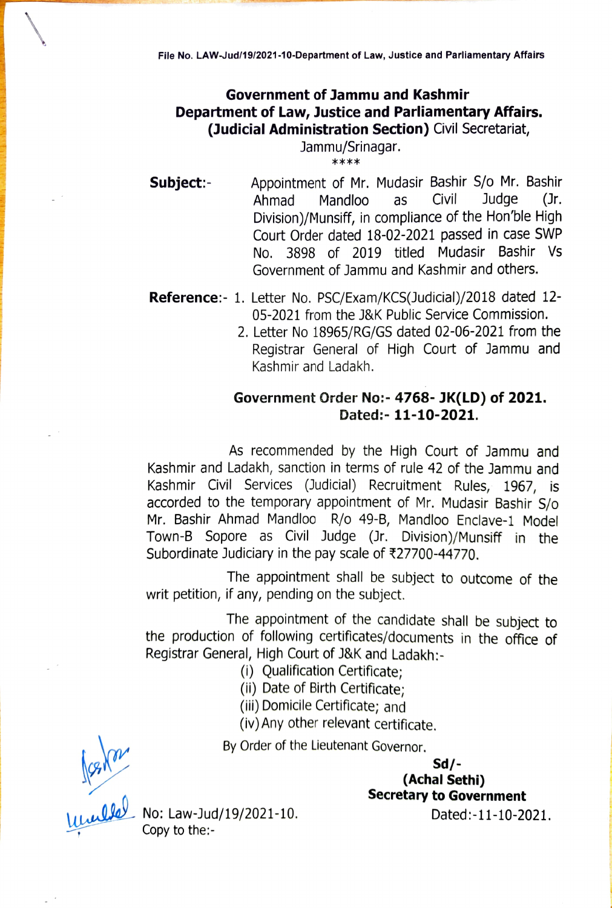File No. LAW-Jud/19/2021-10-Department of Law, Justice and Parliamentary Affairs

**Government of Jammu and Kashmir**
**Department of Law, Justice and Parliamentary Affairs.**
**(Judicial Administration Section)** Civil Secretariat,
Jammu/Srinagar.

\*\*\*\*

**Subject**:- Appointment of Mr. Mudasir Bashir S/o Mr. Bashir Ahmad Mandloo as Civil Judge (Jr. Division)/Munsiff, in compliance of the Hon'ble High Court Order dated 18-02-2021 passed in case SWP No. 3898 of 2019 titled Mudasir Bashir Vs Government of Jammu and Kashmir and others.

**Reference**:-
1. Letter No. PSC/Exam/KCS(Judicial)/2018 dated 12-05-2021 from the J&K Public Service Commission.
2. Letter No 18965/RG/GS dated 02-06-2021 from the Registrar General of High Court of Jammu and Kashmir and Ladakh.

**Government Order No:- 4768- JK(LD) of 2021.**
**Dated:- 11-10-2021.**

As recommended by the High Court of Jammu and Kashmir and Ladakh, sanction in terms of rule 42 of the Jammu and Kashmir Civil Services (Judicial) Recruitment Rules, 1967, is accorded to the temporary appointment of Mr. Mudasir Bashir S/o Mr. Bashir Ahmad Mandloo R/o 49-B, Mandloo Enclave-1 Model Town-B Sopore as Civil Judge (Jr. Division)/Munsiff in the Subordinate Judiciary in the pay scale of ₹27700-44770.

The appointment shall be subject to outcome of the writ petition, if any, pending on the subject.

The appointment of the candidate shall be subject to the production of following certificates/documents in the office of Registrar General, High Court of J&K and Ladakh:-

(i) Qualification Certificate;
(ii) Date of Birth Certificate;
(iii) Domicile Certificate; and
(iv) Any other relevant certificate.

By Order of the Lieutenant Governor.

Sd/-
**(Achal Sethi)**
**Secretary to Government**

No: Law-Jud/19/2021-10. Dated:-11-10-2021.

Copy to the:-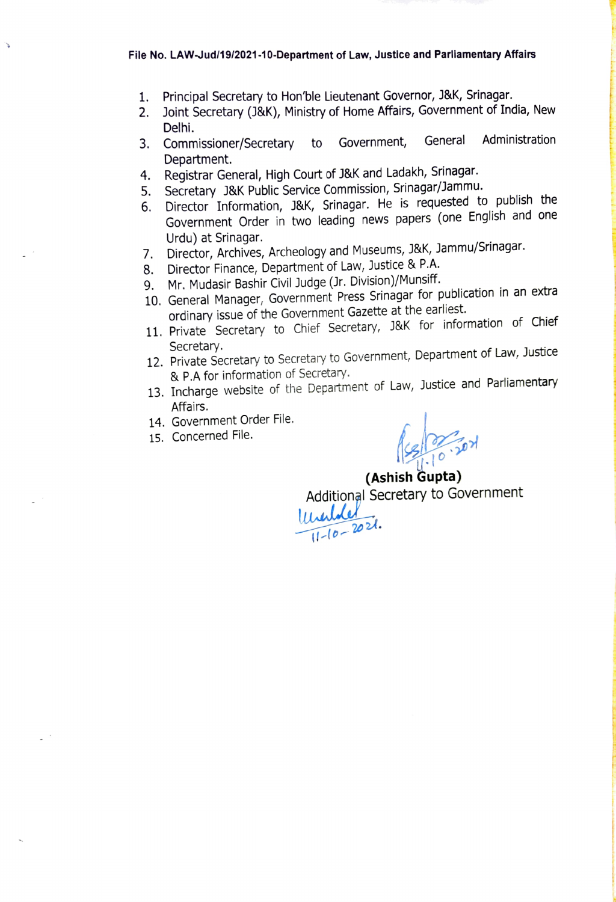**File No. LAW-Jud/19/2021-10-Department of Law, Justice and Parliamentary Affairs**

1. Principal Secretary to Hon'ble Lieutenant Governor, J&K, Srinagar.
2. Joint Secretary (J&K), Ministry of Home Affairs, Government of India, New Delhi.
3. Commissioner/Secretary to Government, General Administration Department.
4. Registrar General, High Court of J&K and Ladakh, Srinagar.
5. Secretary J&K Public Service Commission, Srinagar/Jammu.
6. Director Information, J&K, Srinagar. He is requested to publish the Government Order in two leading news papers (one English and one Urdu) at Srinagar.
7. Director, Archives, Archeology and Museums, J&K, Jammu/Srinagar.
8. Director Finance, Department of Law, Justice & P.A.
9. Mr. Mudasir Bashir Civil Judge (Jr. Division)/Munsiff.
10. General Manager, Government Press Srinagar for publication in an extra ordinary issue of the Government Gazette at the earliest.
11. Private Secretary to Chief Secretary, J&K for information of Chief Secretary.
12. Private Secretary to Secretary to Government, Department of Law, Justice & P.A for information of Secretary.
13. Incharge website of the Department of Law, Justice and Parliamentary Affairs.
14. Government Order File.
15. Concerned File.

11.10.2021

**(Ashish Gupta)**

Additional Secretary to Government

11-10-2021.